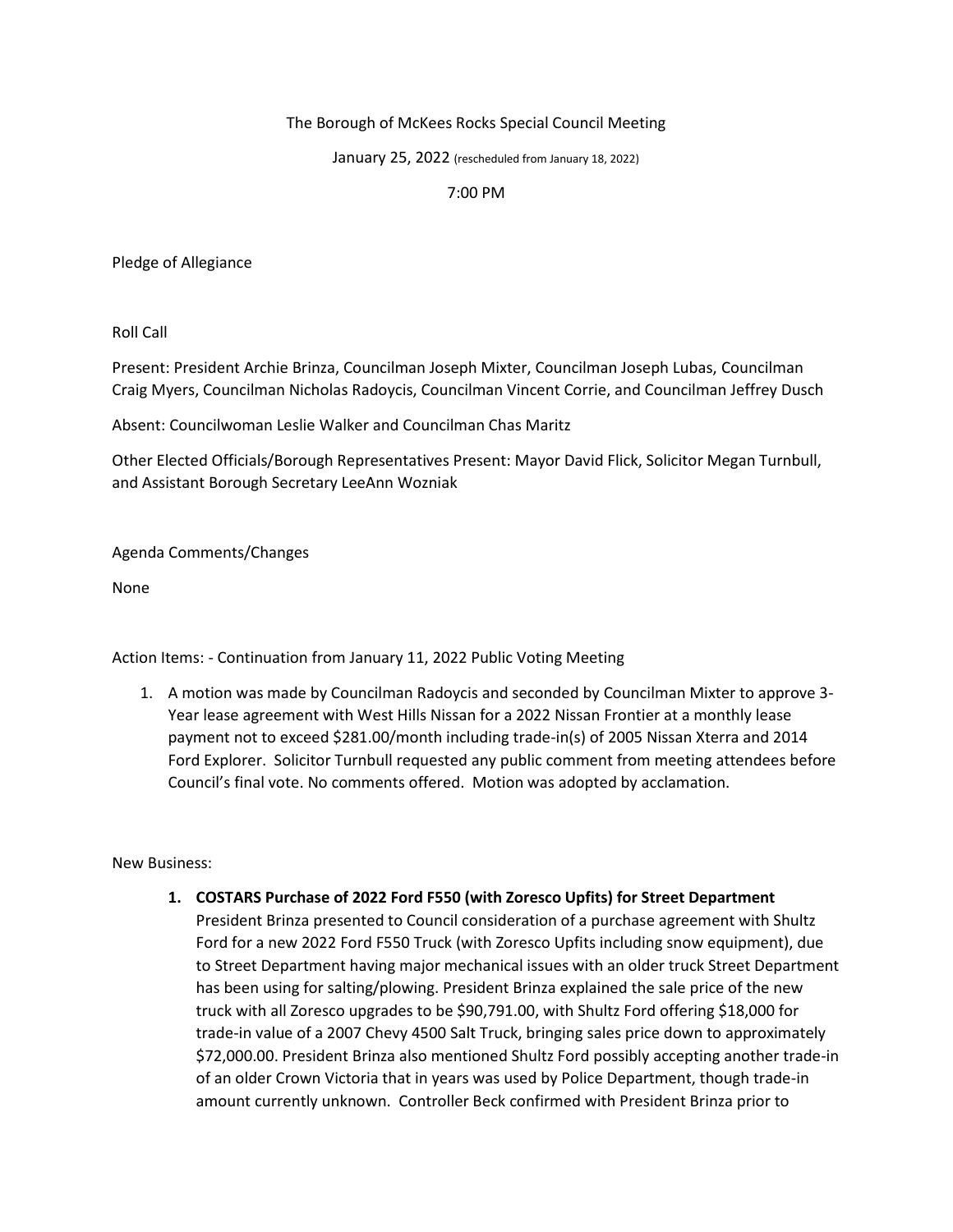The Borough of McKees Rocks Special Council Meeting

January 25, 2022 (rescheduled from January 18, 2022)

7:00 PM

Pledge of Allegiance

Roll Call

Present: President Archie Brinza, Councilman Joseph Mixter, Councilman Joseph Lubas, Councilman Craig Myers, Councilman Nicholas Radoycis, Councilman Vincent Corrie, and Councilman Jeffrey Dusch

Absent: Councilwoman Leslie Walker and Councilman Chas Maritz

Other Elected Officials/Borough Representatives Present: Mayor David Flick, Solicitor Megan Turnbull, and Assistant Borough Secretary LeeAnn Wozniak

Agenda Comments/Changes

None

Action Items: - Continuation from January 11, 2022 Public Voting Meeting

1. A motion was made by Councilman Radoycis and seconded by Councilman Mixter to approve 3-Year lease agreement with West Hills Nissan for a 2022 Nissan Frontier at a monthly lease payment not to exceed $281.00/month including trade-in(s) of 2005 Nissan Xterra and 2014 Ford Explorer. Solicitor Turnbull requested any public comment from meeting attendees before Council's final vote. No comments offered. Motion was adopted by acclamation.

New Business:

1. **COSTARS Purchase of 2022 Ford F550 (with Zoresco Upfits) for Street Department**
   President Brinza presented to Council consideration of a purchase agreement with Shultz Ford for a new 2022 Ford F550 Truck (with Zoresco Upfits including snow equipment), due to Street Department having major mechanical issues with an older truck Street Department has been using for salting/plowing. President Brinza explained the sale price of the new truck with all Zoresco upgrades to be $90,791.00, with Shultz Ford offering $18,000 for trade-in value of a 2007 Chevy 4500 Salt Truck, bringing sales price down to approximately $72,000.00. President Brinza also mentioned Shultz Ford possibly accepting another trade-in of an older Crown Victoria that in years was used by Police Department, though trade-in amount currently unknown. Controller Beck confirmed with President Brinza prior to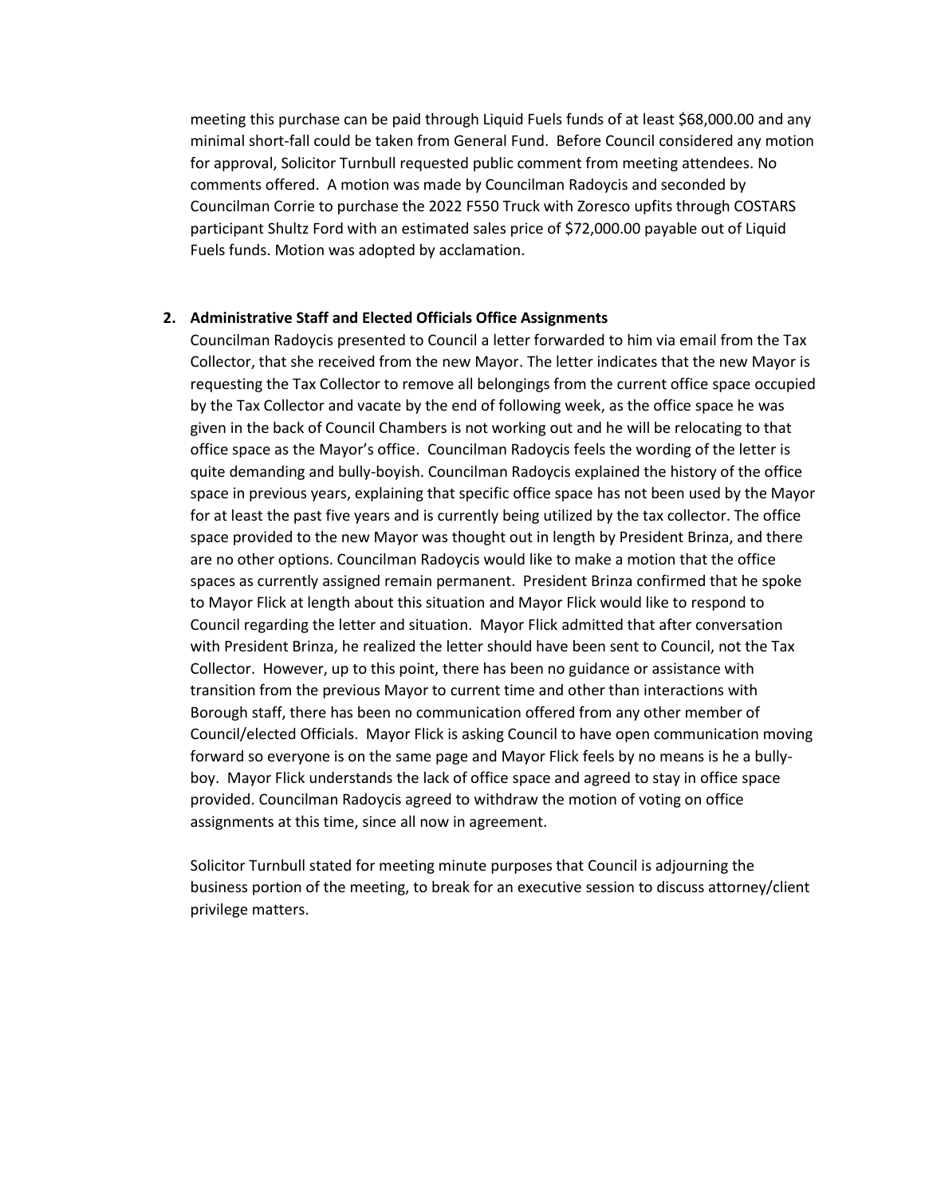meeting this purchase can be paid through Liquid Fuels funds of at least $68,000.00 and any minimal short-fall could be taken from General Fund. Before Council considered any motion for approval, Solicitor Turnbull requested public comment from meeting attendees. No comments offered. A motion was made by Councilman Radoycis and seconded by Councilman Corrie to purchase the 2022 F550 Truck with Zoresco upfits through COSTARS participant Shultz Ford with an estimated sales price of $72,000.00 payable out of Liquid Fuels funds. Motion was adopted by acclamation.

2. **Administrative Staff and Elected Officials Office Assignments**

   Councilman Radoycis presented to Council a letter forwarded to him via email from the Tax Collector, that she received from the new Mayor. The letter indicates that the new Mayor is requesting the Tax Collector to remove all belongings from the current office space occupied by the Tax Collector and vacate by the end of following week, as the office space he was given in the back of Council Chambers is not working out and he will be relocating to that office space as the Mayor's office. Councilman Radoycis feels the wording of the letter is quite demanding and bully-boyish. Councilman Radoycis explained the history of the office space in previous years, explaining that specific office space has not been used by the Mayor for at least the past five years and is currently being utilized by the tax collector. The office space provided to the new Mayor was thought out in length by President Brinza, and there are no other options. Councilman Radoycis would like to make a motion that the office spaces as currently assigned remain permanent. President Brinza confirmed that he spoke to Mayor Flick at length about this situation and Mayor Flick would like to respond to Council regarding the letter and situation. Mayor Flick admitted that after conversation with President Brinza, he realized the letter should have been sent to Council, not the Tax Collector. However, up to this point, there has been no guidance or assistance with transition from the previous Mayor to current time and other than interactions with Borough staff, there has been no communication offered from any other member of Council/elected Officials. Mayor Flick is asking Council to have open communication moving forward so everyone is on the same page and Mayor Flick feels by no means is he a bully-boy. Mayor Flick understands the lack of office space and agreed to stay in office space provided. Councilman Radoycis agreed to withdraw the motion of voting on office assignments at this time, since all now in agreement.

   Solicitor Turnbull stated for meeting minute purposes that Council is adjourning the business portion of the meeting, to break for an executive session to discuss attorney/client privilege matters.